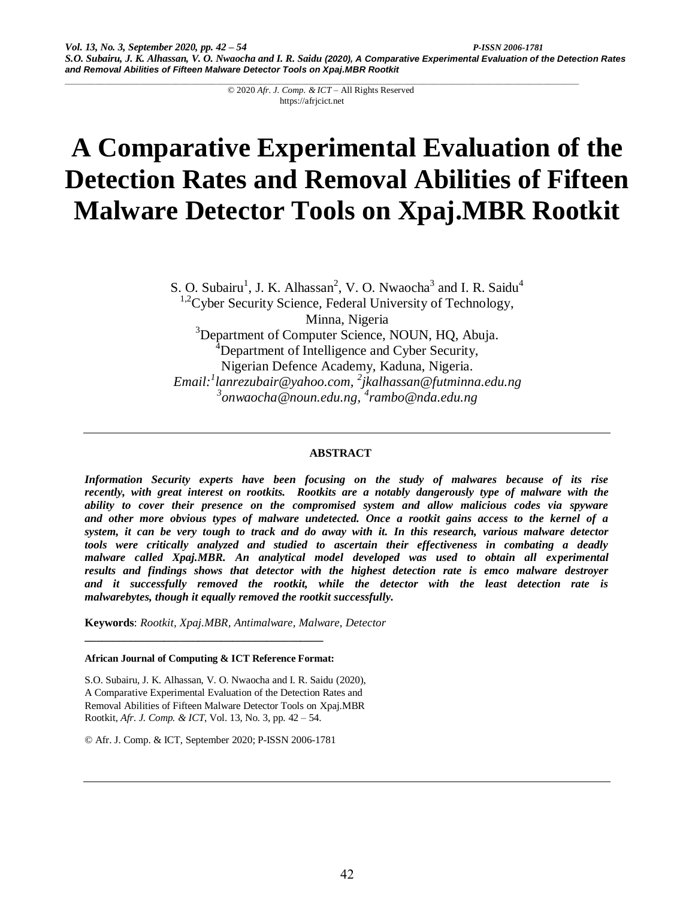© 2020 *Afr. J. Comp. & ICT* – All Rights Reserved
https://afrjcict.net

# A Comparative Experimental Evaluation of the Detection Rates and Removal Abilities of Fifteen Malware Detector Tools on Xpaj.MBR Rootkit

S. O. Subairu[1], J. K. Alhassan[2], V. O. Nwaocha[3] and I. R. Saidu[4]

[1,2]Cyber Security Science, Federal University of Technology, Minna, Nigeria

[3]Department of Computer Science, NOUN, HQ, Abuja.

[4]Department of Intelligence and Cyber Security, Nigerian Defence Academy, Kaduna, Nigeria.

*Email:[1]lanrezubair@yahoo.com, [2]jkalhassan@futminna.edu.ng*
*[3]onwaocha@noun.edu.ng, [4]rambo@nda.edu.ng*

---

**ABSTRACT**

***Information Security experts have been focusing on the study of malwares because of its rise recently, with great interest on rootkits. Rootkits are a notably dangerously type of malware with the ability to cover their presence on the compromised system and allow malicious codes via spyware and other more obvious types of malware undetected. Once a rootkit gains access to the kernel of a system, it can be very tough to track and do away with it. In this research, various malware detector tools were critically analyzed and studied to ascertain their effectiveness in combating a deadly malware called Xpaj.MBR. An analytical model developed was used to obtain all experimental results and findings shows that detector with the highest detection rate is emco malware destroyer and it successfully removed the rootkit, while the detector with the least detection rate is malwarebytes, though it equally removed the rootkit successfully.***

**Keywords**: *Rootkit, Xpaj.MBR, Antimalware, Malware, Detector*

---

**African Journal of Computing & ICT Reference Format:**

S.O. Subairu, J. K. Alhassan, V. O. Nwaocha and I. R. Saidu (2020), A Comparative Experimental Evaluation of the Detection Rates and Removal Abilities of Fifteen Malware Detector Tools on Xpaj.MBR Rootkit, *Afr. J. Comp. & ICT*, Vol. 13, No. 3, pp. 42 – 54.

© Afr. J. Comp. & ICT, September 2020; P-ISSN 2006-1781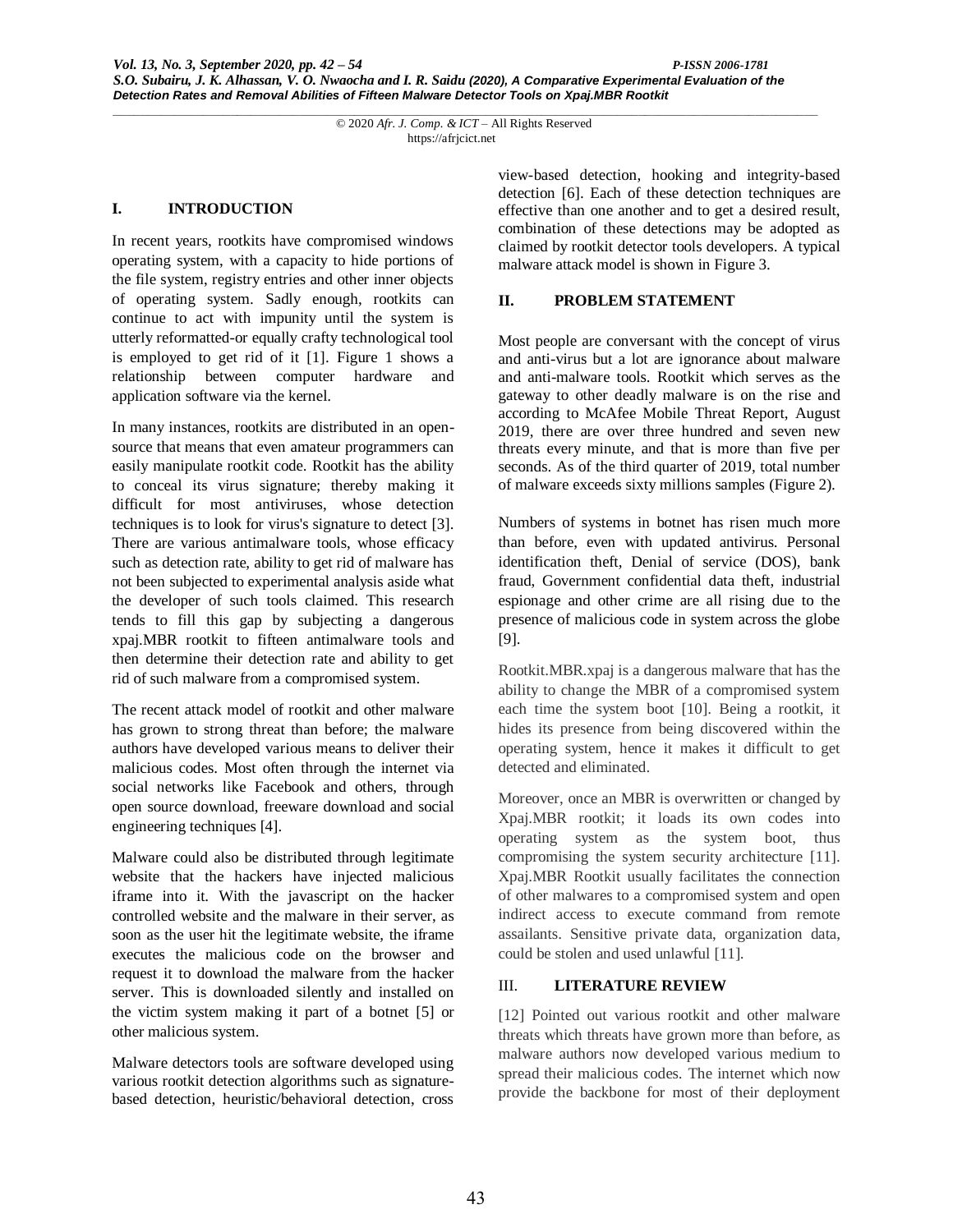## I. INTRODUCTION

In recent years, rootkits have compromised windows operating system, with a capacity to hide portions of the file system, registry entries and other inner objects of operating system. Sadly enough, rootkits can continue to act with impunity until the system is utterly reformatted-or equally crafty technological tool is employed to get rid of it [1]. Figure 1 shows a relationship between computer hardware and application software via the kernel.

In many instances, rootkits are distributed in an open-source that means that even amateur programmers can easily manipulate rootkit code. Rootkit has the ability to conceal its virus signature; thereby making it difficult for most antiviruses, whose detection techniques is to look for virus's signature to detect [3]. There are various antimalware tools, whose efficacy such as detection rate, ability to get rid of malware has not been subjected to experimental analysis aside what the developer of such tools claimed. This research tends to fill this gap by subjecting a dangerous xpaj.MBR rootkit to fifteen antimalware tools and then determine their detection rate and ability to get rid of such malware from a compromised system.

The recent attack model of rootkit and other malware has grown to strong threat than before; the malware authors have developed various means to deliver their malicious codes. Most often through the internet via social networks like Facebook and others, through open source download, freeware download and social engineering techniques [4].

Malware could also be distributed through legitimate website that the hackers have injected malicious iframe into it. With the javascript on the hacker controlled website and the malware in their server, as soon as the user hit the legitimate website, the iframe executes the malicious code on the browser and request it to download the malware from the hacker server. This is downloaded silently and installed on the victim system making it part of a botnet [5] or other malicious system.

Malware detectors tools are software developed using various rootkit detection algorithms such as signature-based detection, heuristic/behavioral detection, cross view-based detection, hooking and integrity-based detection [6]. Each of these detection techniques are effective than one another and to get a desired result, combination of these detections may be adopted as claimed by rootkit detector tools developers. A typical malware attack model is shown in Figure 3.

## II. PROBLEM STATEMENT

Most people are conversant with the concept of virus and anti-virus but a lot are ignorance about malware and anti-malware tools. Rootkit which serves as the gateway to other deadly malware is on the rise and according to McAfee Mobile Threat Report, August 2019, there are over three hundred and seven new threats every minute, and that is more than five per seconds. As of the third quarter of 2019, total number of malware exceeds sixty millions samples (Figure 2).

Numbers of systems in botnet has risen much more than before, even with updated antivirus. Personal identification theft, Denial of service (DOS), bank fraud, Government confidential data theft, industrial espionage and other crime are all rising due to the presence of malicious code in system across the globe [9].

Rootkit.MBR.xpaj is a dangerous malware that has the ability to change the MBR of a compromised system each time the system boot [10]. Being a rootkit, it hides its presence from being discovered within the operating system, hence it makes it difficult to get detected and eliminated.

Moreover, once an MBR is overwritten or changed by Xpaj.MBR rootkit; it loads its own codes into operating system as the system boot, thus compromising the system security architecture [11]. Xpaj.MBR Rootkit usually facilitates the connection of other malwares to a compromised system and open indirect access to execute command from remote assailants. Sensitive private data, organization data, could be stolen and used unlawful [11].

## III. LITERATURE REVIEW

[12] Pointed out various rootkit and other malware threats which threats have grown more than before, as malware authors now developed various medium to spread their malicious codes. The internet which now provide the backbone for most of their deployment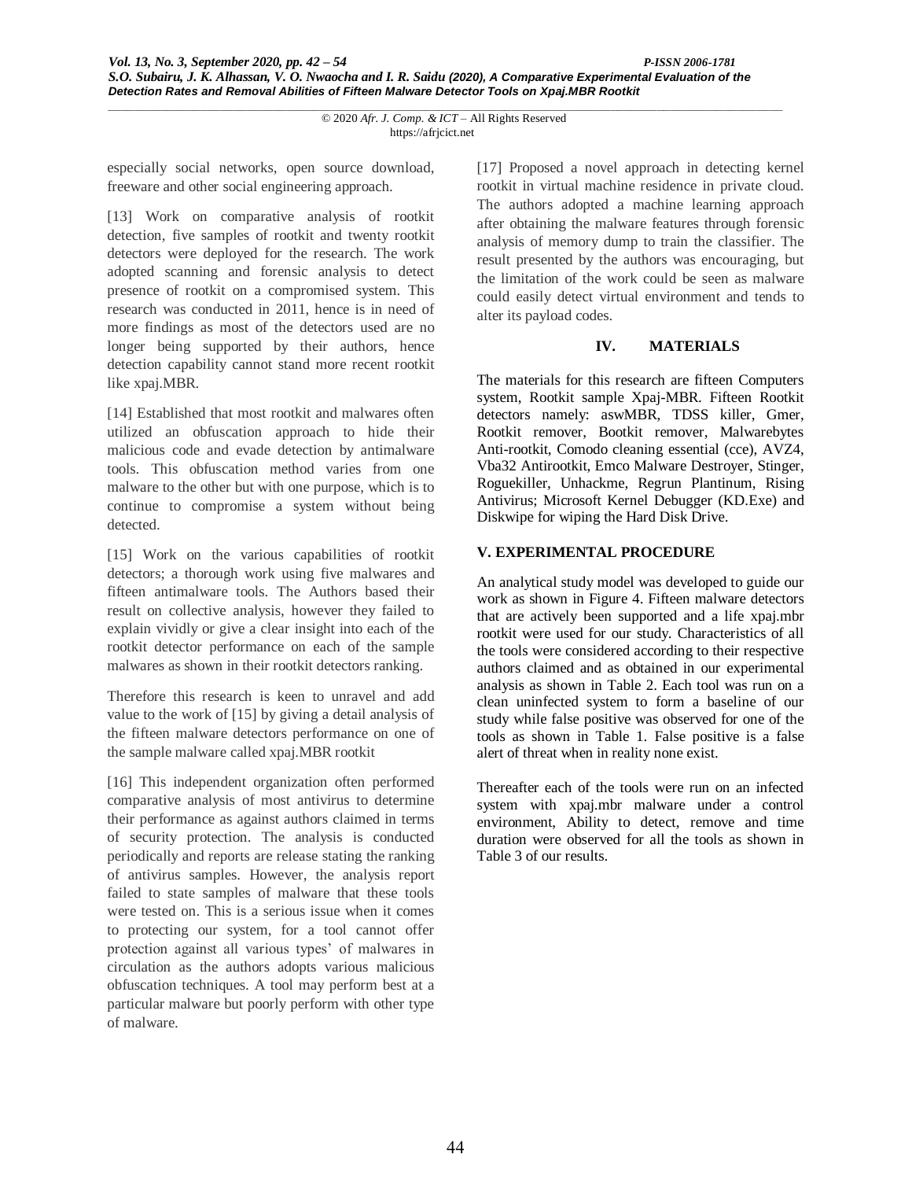especially social networks, open source download, freeware and other social engineering approach.

[13] Work on comparative analysis of rootkit detection, five samples of rootkit and twenty rootkit detectors were deployed for the research. The work adopted scanning and forensic analysis to detect presence of rootkit on a compromised system. This research was conducted in 2011, hence is in need of more findings as most of the detectors used are no longer being supported by their authors, hence detection capability cannot stand more recent rootkit like xpaj.MBR.

[14] Established that most rootkit and malwares often utilized an obfuscation approach to hide their malicious code and evade detection by antimalware tools. This obfuscation method varies from one malware to the other but with one purpose, which is to continue to compromise a system without being detected.

[15] Work on the various capabilities of rootkit detectors; a thorough work using five malwares and fifteen antimalware tools. The Authors based their result on collective analysis, however they failed to explain vividly or give a clear insight into each of the rootkit detector performance on each of the sample malwares as shown in their rootkit detectors ranking.

Therefore this research is keen to unravel and add value to the work of [15] by giving a detail analysis of the fifteen malware detectors performance on one of the sample malware called xpaj.MBR rootkit

[16] This independent organization often performed comparative analysis of most antivirus to determine their performance as against authors claimed in terms of security protection. The analysis is conducted periodically and reports are release stating the ranking of antivirus samples. However, the analysis report failed to state samples of malware that these tools were tested on. This is a serious issue when it comes to protecting our system, for a tool cannot offer protection against all various types' of malwares in circulation as the authors adopts various malicious obfuscation techniques. A tool may perform best at a particular malware but poorly perform with other type of malware.

[17] Proposed a novel approach in detecting kernel rootkit in virtual machine residence in private cloud. The authors adopted a machine learning approach after obtaining the malware features through forensic analysis of memory dump to train the classifier. The result presented by the authors was encouraging, but the limitation of the work could be seen as malware could easily detect virtual environment and tends to alter its payload codes.

## IV. MATERIALS

The materials for this research are fifteen Computers system, Rootkit sample Xpaj-MBR. Fifteen Rootkit detectors namely: aswMBR, TDSS killer, Gmer, Rootkit remover, Bootkit remover, Malwarebytes Anti-rootkit, Comodo cleaning essential (cce), AVZ4, Vba32 Antirootkit, Emco Malware Destroyer, Stinger, Roguekiller, Unhackme, Regrun Plantinum, Rising Antivirus; Microsoft Kernel Debugger (KD.Exe) and Diskwipe for wiping the Hard Disk Drive.

## V. EXPERIMENTAL PROCEDURE

An analytical study model was developed to guide our work as shown in Figure 4. Fifteen malware detectors that are actively been supported and a life xpaj.mbr rootkit were used for our study. Characteristics of all the tools were considered according to their respective authors claimed and as obtained in our experimental analysis as shown in Table 2. Each tool was run on a clean uninfected system to form a baseline of our study while false positive was observed for one of the tools as shown in Table 1. False positive is a false alert of threat when in reality none exist.

Thereafter each of the tools were run on an infected system with xpaj.mbr malware under a control environment, Ability to detect, remove and time duration were observed for all the tools as shown in Table 3 of our results.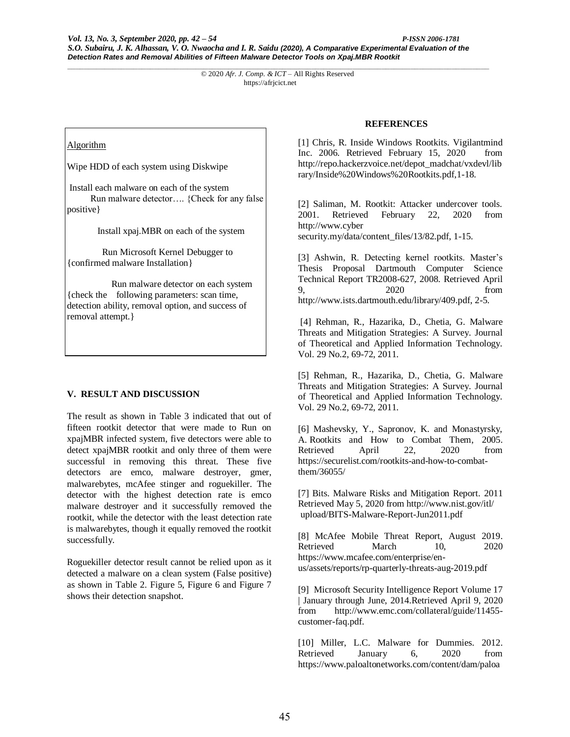Algorithm

Wipe HDD of each system using Diskwipe

Install each malware on each of the system
Run malware detector…. {Check for any false positive}

Install xpaj.MBR on each of the system

Run Microsoft Kernel Debugger to {confirmed malware Installation}

Run malware detector on each system {check the following parameters: scan time, detection ability, removal option, and success of removal attempt.}

## V. RESULT AND DISCUSSION

The result as shown in Table 3 indicated that out of fifteen rootkit detector that were made to Run on xpajMBR infected system, five detectors were able to detect xpajMBR rootkit and only three of them were successful in removing this threat. These five detectors are emco, malware destroyer, gmer, malwarebytes, mcAfee stinger and roguekiller. The detector with the highest detection rate is emco malware destroyer and it successfully removed the rootkit, while the detector with the least detection rate is malwarebytes, though it equally removed the rootkit successfully.

Roguekiller detector result cannot be relied upon as it detected a malware on a clean system (False positive) as shown in Table 2. Figure 5, Figure 6 and Figure 7 shows their detection snapshot.

## REFERENCES

[1] Chris, R. Inside Windows Rootkits. Vigilantmind Inc. 2006. Retrieved February 15, 2020 from http://repo.hackerzvoice.net/depot_madchat/vxdevl/library/Inside%20Windows%20Rootkits.pdf,1-18.

[2] Saliman, M. Rootkit: Attacker undercover tools. 2001. Retrieved February 22, 2020 from http://www.cyber security.my/data/content_files/13/82.pdf, 1-15.

[3] Ashwin, R. Detecting kernel rootkits. Master's Thesis Proposal Dartmouth Computer Science Technical Report TR2008-627, 2008. Retrieved April 9, 2020 from http://www.ists.dartmouth.edu/library/409.pdf, 2-5.

[4] Rehman, R., Hazarika, D., Chetia, G. Malware Threats and Mitigation Strategies: A Survey. Journal of Theoretical and Applied Information Technology. Vol. 29 No.2, 69-72, 2011.

[5] Rehman, R., Hazarika, D., Chetia, G. Malware Threats and Mitigation Strategies: A Survey. Journal of Theoretical and Applied Information Technology. Vol. 29 No.2, 69-72, 2011.

[6] Mashevsky, Y., Sapronov, K. and Monastyrsky, A. Rootkits and How to Combat Them, 2005. Retrieved April 22, 2020 from https://securelist.com/rootkits-and-how-to-combat-them/36055/

[7] Bits. Malware Risks and Mitigation Report. 2011 Retrieved May 5, 2020 from http://www.nist.gov/itl/ upload/BITS-Malware-Report-Jun2011.pdf

[8] McAfee Mobile Threat Report, August 2019. Retrieved March 10, 2020 https://www.mcafee.com/enterprise/en-us/assets/reports/rp-quarterly-threats-aug-2019.pdf

[9] Microsoft Security Intelligence Report Volume 17 | January through June, 2014.Retrieved April 9, 2020 from http://www.emc.com/collateral/guide/11455-customer-faq.pdf.

[10] Miller, L.C. Malware for Dummies. 2012. Retrieved January 6, 2020 from https://www.paloaltonetworks.com/content/dam/paloa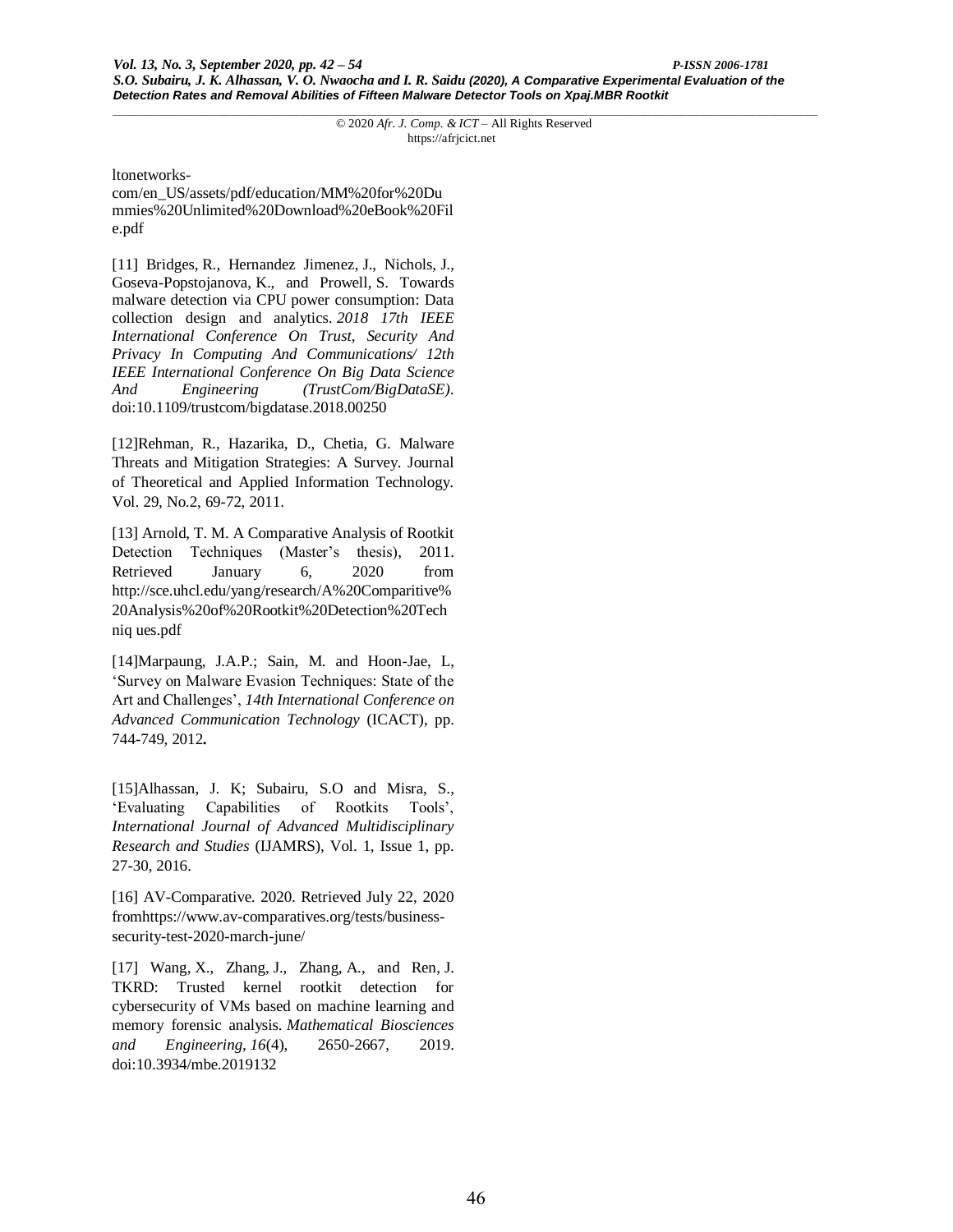ltonetworks-com/en_US/assets/pdf/education/MM%20for%20Dummies%20Unlimited%20Download%20eBook%20File.pdf

[11] Bridges, R., Hernandez Jimenez, J., Nichols, J., Goseva-Popstojanova, K., and Prowell, S. Towards malware detection via CPU power consumption: Data collection design and analytics. *2018 17th IEEE International Conference On Trust, Security And Privacy In Computing And Communications/ 12th IEEE International Conference On Big Data Science And Engineering (TrustCom/BigDataSE)*. doi:10.1109/trustcom/bigdatase.2018.00250

[12]Rehman, R., Hazarika, D., Chetia, G. Malware Threats and Mitigation Strategies: A Survey. Journal of Theoretical and Applied Information Technology. Vol. 29, No.2, 69-72, 2011.

[13] Arnold, T. M. A Comparative Analysis of Rootkit Detection Techniques (Master's thesis), 2011. Retrieved January 6, 2020 from http://sce.uhcl.edu/yang/research/A%20Comparitive%20Analysis%20of%20Rootkit%20Detection%20Techniq ues.pdf

[14]Marpaung, J.A.P.; Sain, M. and Hoon-Jae, L, 'Survey on Malware Evasion Techniques: State of the Art and Challenges', *14th International Conference on Advanced Communication Technology* (ICACT), pp. 744-749, 2012**.**

[15]Alhassan, J. K; Subairu, S.O and Misra, S., 'Evaluating Capabilities of Rootkits Tools', *International Journal of Advanced Multidisciplinary Research and Studies* (IJAMRS), Vol. 1, Issue 1, pp. 27-30, 2016.

[16] AV-Comparative. 2020. Retrieved July 22, 2020 fromhttps://www.av-comparatives.org/tests/business-security-test-2020-march-june/

[17] Wang, X., Zhang, J., Zhang, A., and Ren, J. TKRD: Trusted kernel rootkit detection for cybersecurity of VMs based on machine learning and memory forensic analysis. *Mathematical Biosciences and Engineering*, *16*(4), 2650-2667, 2019. doi:10.3934/mbe.2019132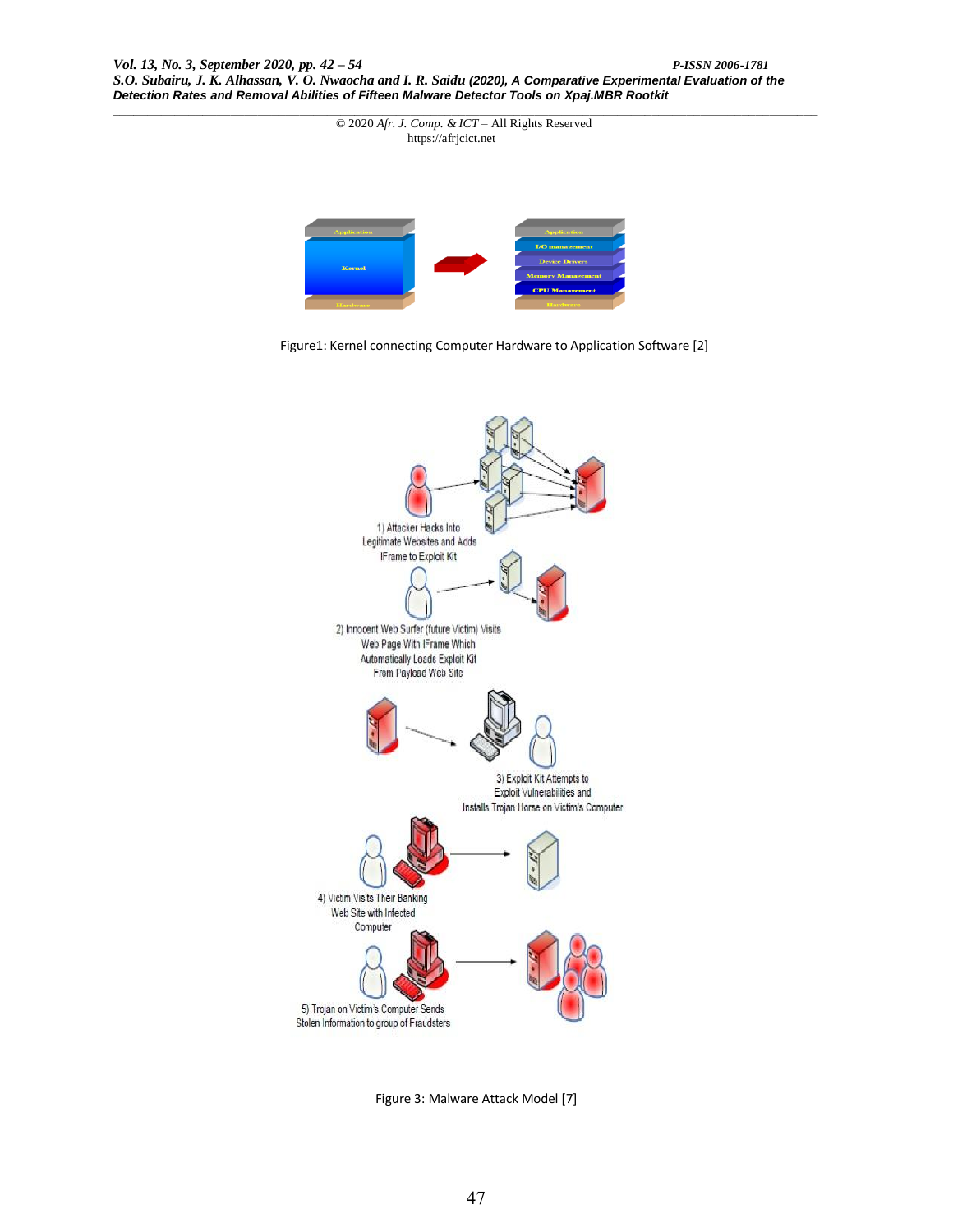Figure1: Kernel connecting Computer Hardware to Application Software [2]

Figure 3: Malware Attack Model [7]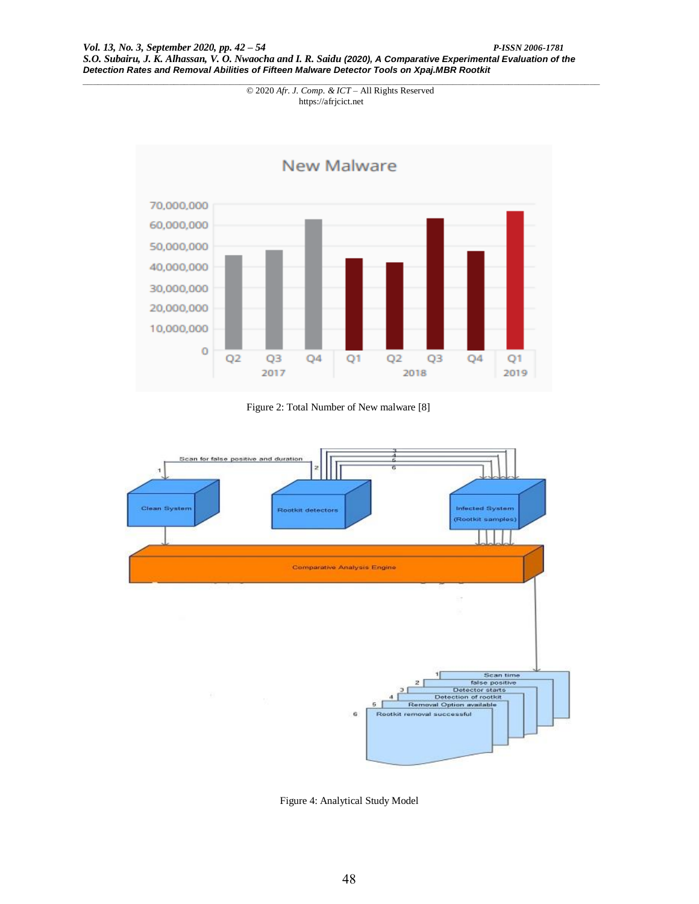Figure 2: Total Number of New malware [8]

Figure 4: Analytical Study Model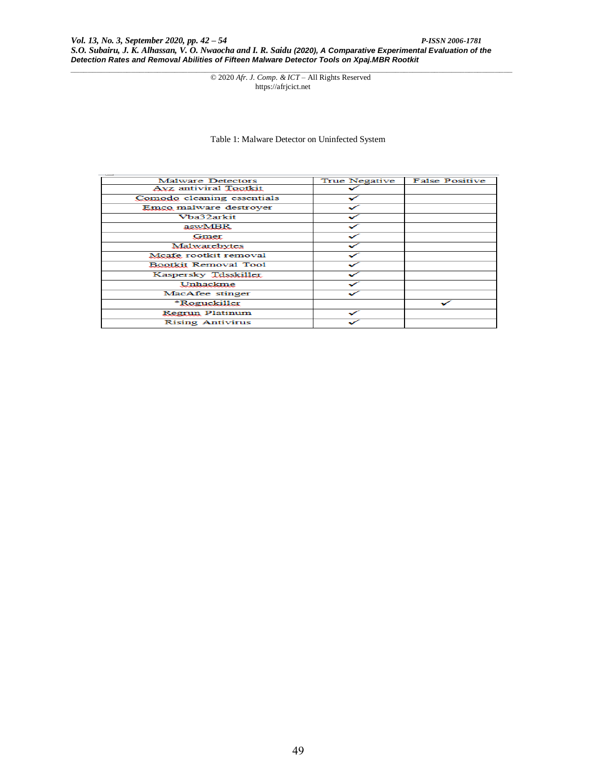© 2020 *Afr. J. Comp. & ICT* – All Rights Reserved
https://afrjcict.net

Table 1: Malware Detector on Uninfected System

| Malware Detectors | True Negative | False Positive |
|---|---|---|
| Avz antiviral Tootkit | ✓ | |
| Comodo cleaning essentials | ✓ | |
| Emco malware destroyer | ✓ | |
| Vba32arkit | ✓ | |
| aswMBR | ✓ | |
| Gmer | ✓ | |
| Malwarebytes | ✓ | |
| Mcafe rootkit removal | ✓ | |
| Bootkit Removal Tool | ✓ | |
| Kaspersky Tdsskiller | ✓ | |
| Unhackme | ✓ | |
| MacAfee stinger | ✓ | |
| *Roguekiller | | ✓ |
| Regrun Platinum | ✓ | |
| Rising Antivirus | ✓ | |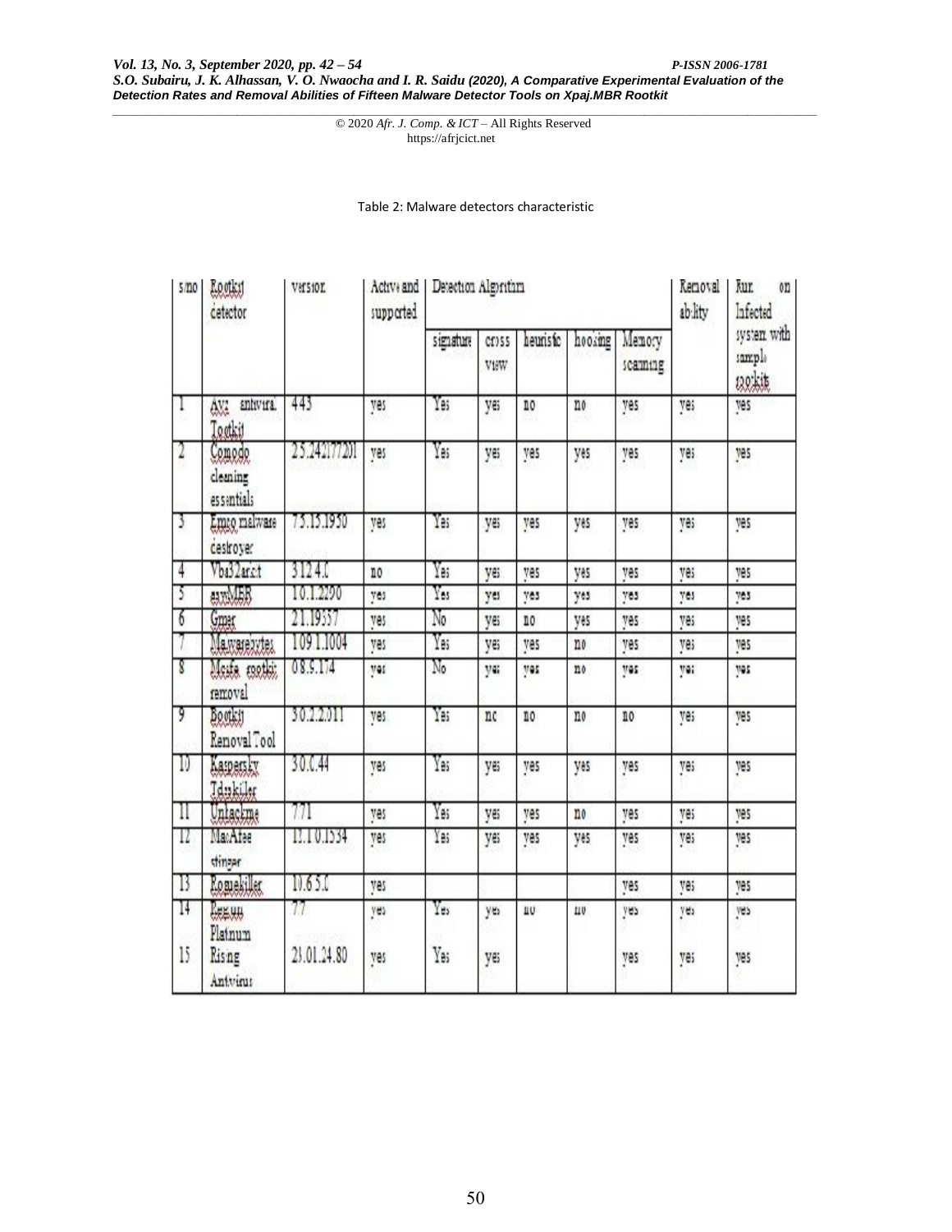© 2020 *Afr. J. Comp. & ICT* – All Rights Reserved
https://afrjcict.net

Table 2: Malware detectors characteristic

| s/no | Rootkit detector | version | Active and supported | Detection Algorithm | | | | | Removal ability | Run on Infected system with sample rootkit |
|---|---|---|---|---|---|---|---|---|---|---|
| | | | | signature | cross view | heuristic | hooking | Memory scanning | | |
| 1 | Avg antivira Rootkit | 443 | yes | Yes | yes | no | no | yes | yes | yes |
| 2 | Comodo cleaning essentials | 2.5.242177201 | yes | Yes | yes | yes | yes | yes | yes | yes |
| 3 | Emso malware destroyer | 7.5.15.1950 | yes | Yes | yes | yes | yes | yes | yes | yes |
| 4 | Vba32arkit | 3.12.4.0 | no | Yes | yes | yes | yes | yes | yes | yes |
| 5 | aswMBR | 10.1.2290 | yes | Yes | yes | yes | yes | yes | yes | yes |
| 6 | Gmer | 2.1.19357 | yes | No | yes | no | yes | yes | yes | yes |
| 7 | Malwarebytes | 109.1.1004 | yes | Yes | yes | yes | no | yes | yes | yes |
| 8 | Mcafe rootkit removal | 08.5.174 | yes | No | yes | yes | no | yes | yes | yes |
| 9 | Bootkit Removal Tool | 30.2.2.011 | yes | Yes | no | no | no | no | yes | yes |
| 10 | Kaspersky Tdsskiller | 30.0.44 | yes | Yes | yes | yes | yes | yes | yes | yes |
| 11 | Unhackme | 771 | yes | Yes | yes | yes | no | yes | yes | yes |
| 12 | MacAfee stinger | 12.1.0.1534 | yes | Yes | yes | yes | yes | yes | yes | yes |
| 13 | Roguekiller | 10.6.5.0 | yes | | | | | yes | yes | yes |
| 14 | Regrun Platnum | 77 | yes | Yes | yes | no | no | yes | yes | yes |
| 15 | Rising Antivirus | 23.01.24.80 | yes | Yes | yes | | | yes | yes | yes |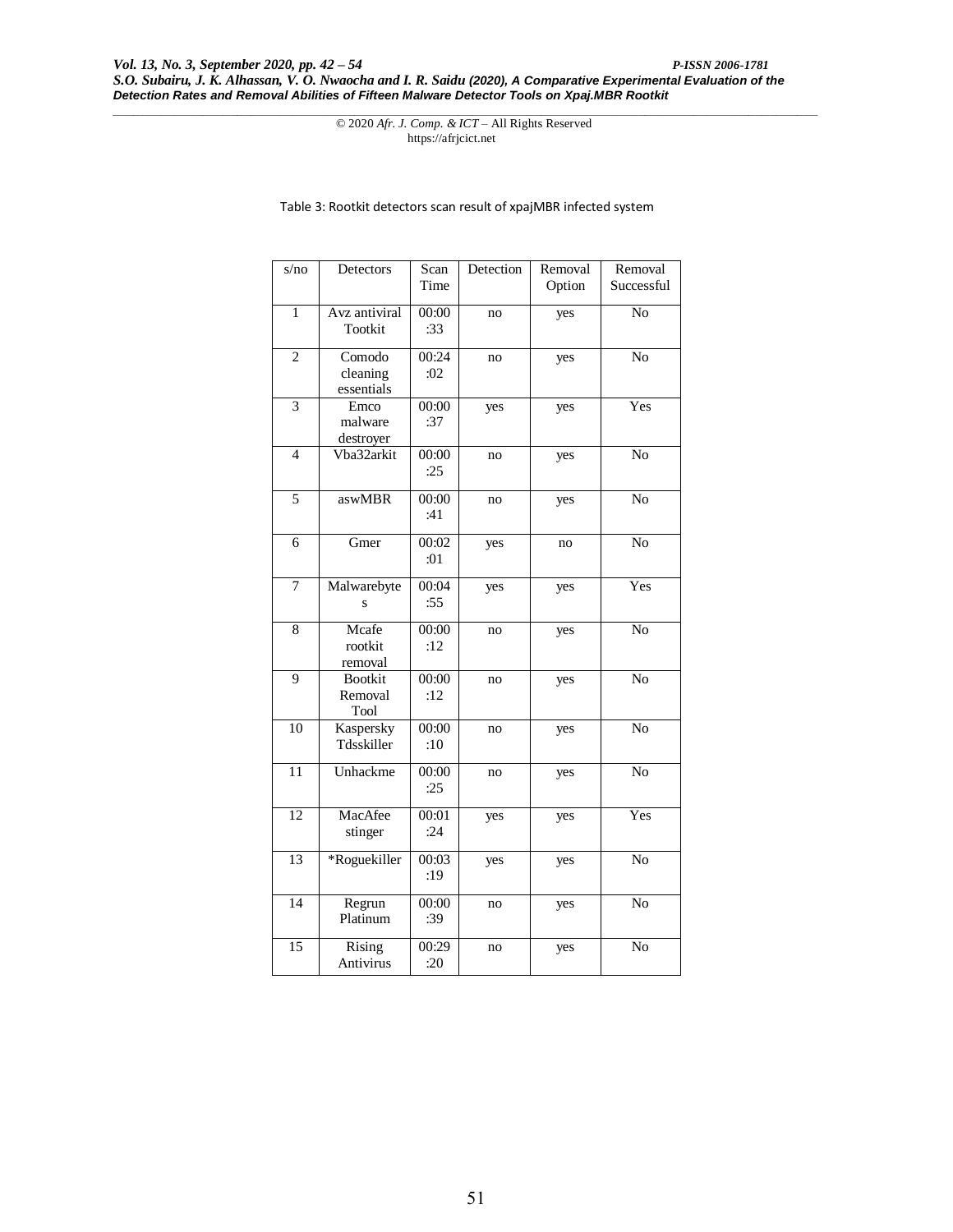Table 3: Rootkit detectors scan result of xpajMBR infected system

| s/no | Detectors | Scan Time | Detection | Removal Option | Removal Successful |
|---|---|---|---|---|---|
| 1 | Avz antiviral Tootkit | 00:00:33 | no | yes | No |
| 2 | Comodo cleaning essentials | 00:24:02 | no | yes | No |
| 3 | Emco malware destroyer | 00:00:37 | yes | yes | Yes |
| 4 | Vba32arkit | 00:00:25 | no | yes | No |
| 5 | aswMBR | 00:00:41 | no | yes | No |
| 6 | Gmer | 00:02:01 | yes | no | No |
| 7 | Malwarebytes | 00:04:55 | yes | yes | Yes |
| 8 | Mcafe rootkit removal | 00:00:12 | no | yes | No |
| 9 | Bootkit Removal Tool | 00:00:12 | no | yes | No |
| 10 | Kaspersky Tdsskiller | 00:00:10 | no | yes | No |
| 11 | Unhackme | 00:00:25 | no | yes | No |
| 12 | MacAfee stinger | 00:01:24 | yes | yes | Yes |
| 13 | *Roguekiller | 00:03:19 | yes | yes | No |
| 14 | Regrun Platinum | 00:00:39 | no | yes | No |
| 15 | Rising Antivirus | 00:29:20 | no | yes | No |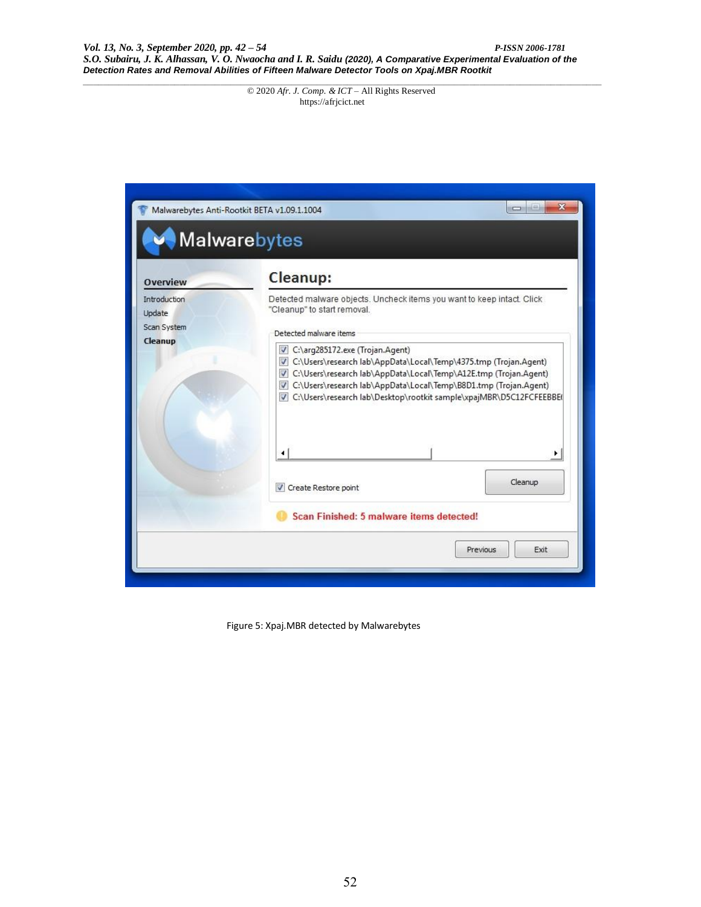Figure 5: Xpaj.MBR detected by Malwarebytes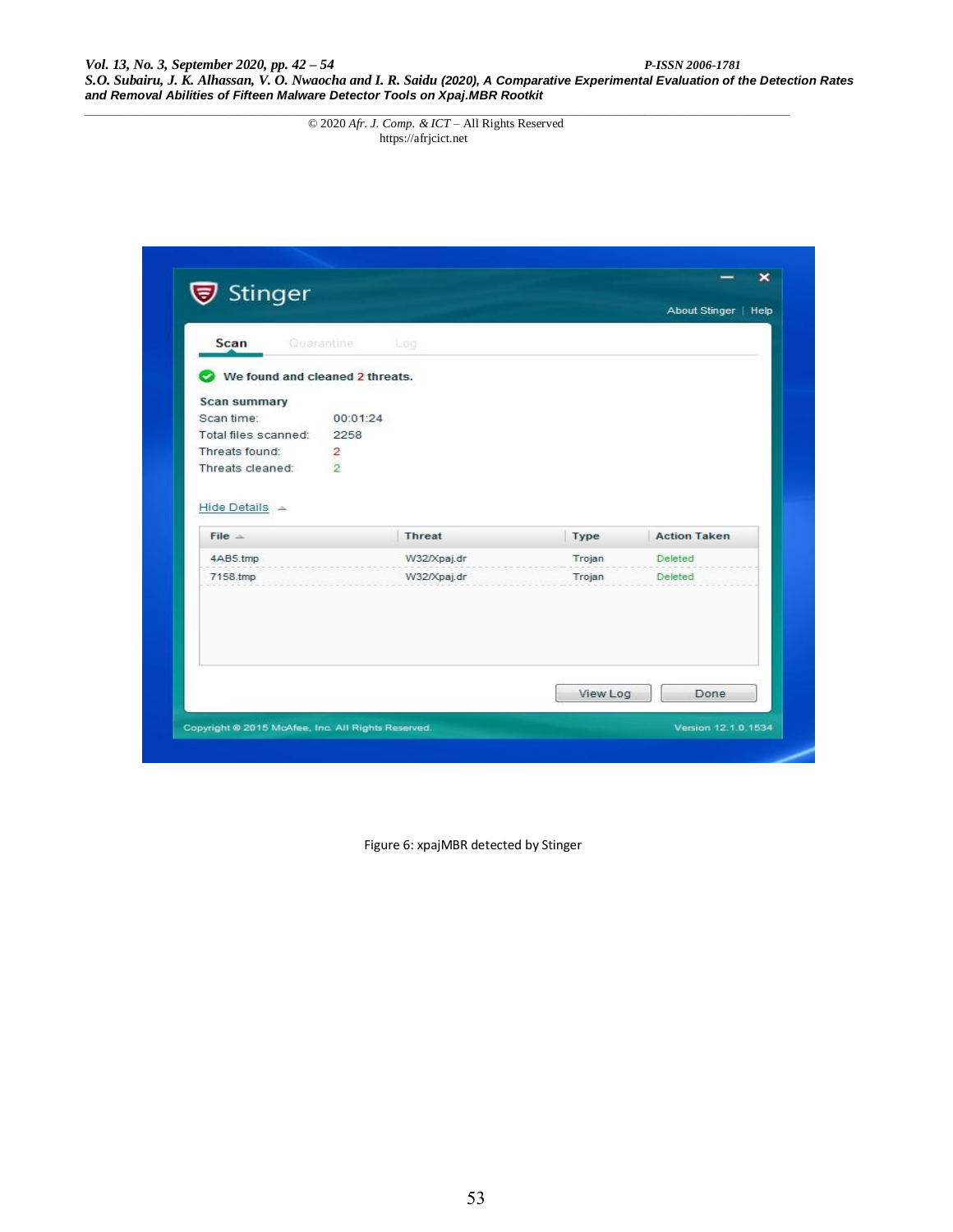Figure 6: xpajMBR detected by Stinger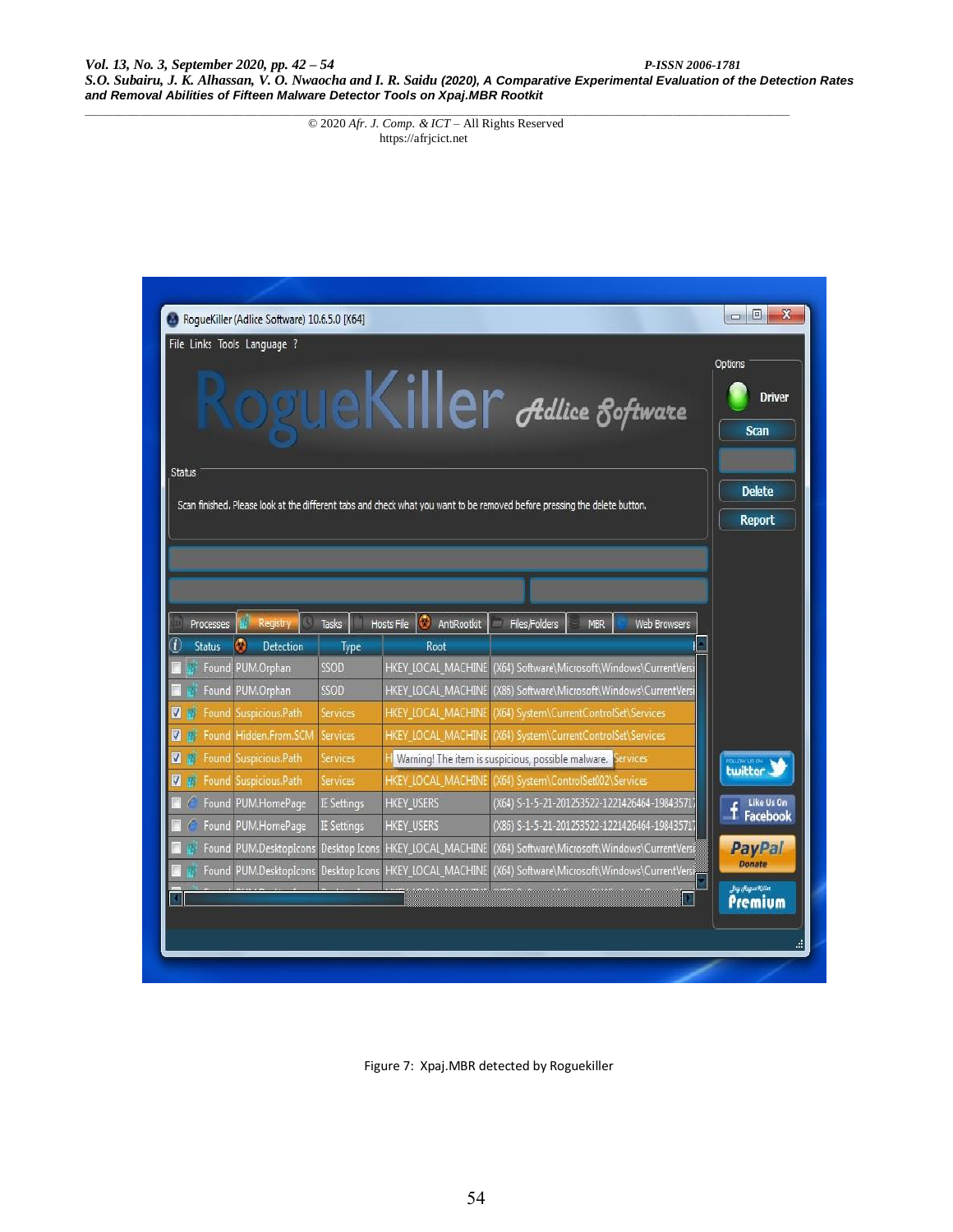Figure 7: Xpaj.MBR detected by Roguekiller